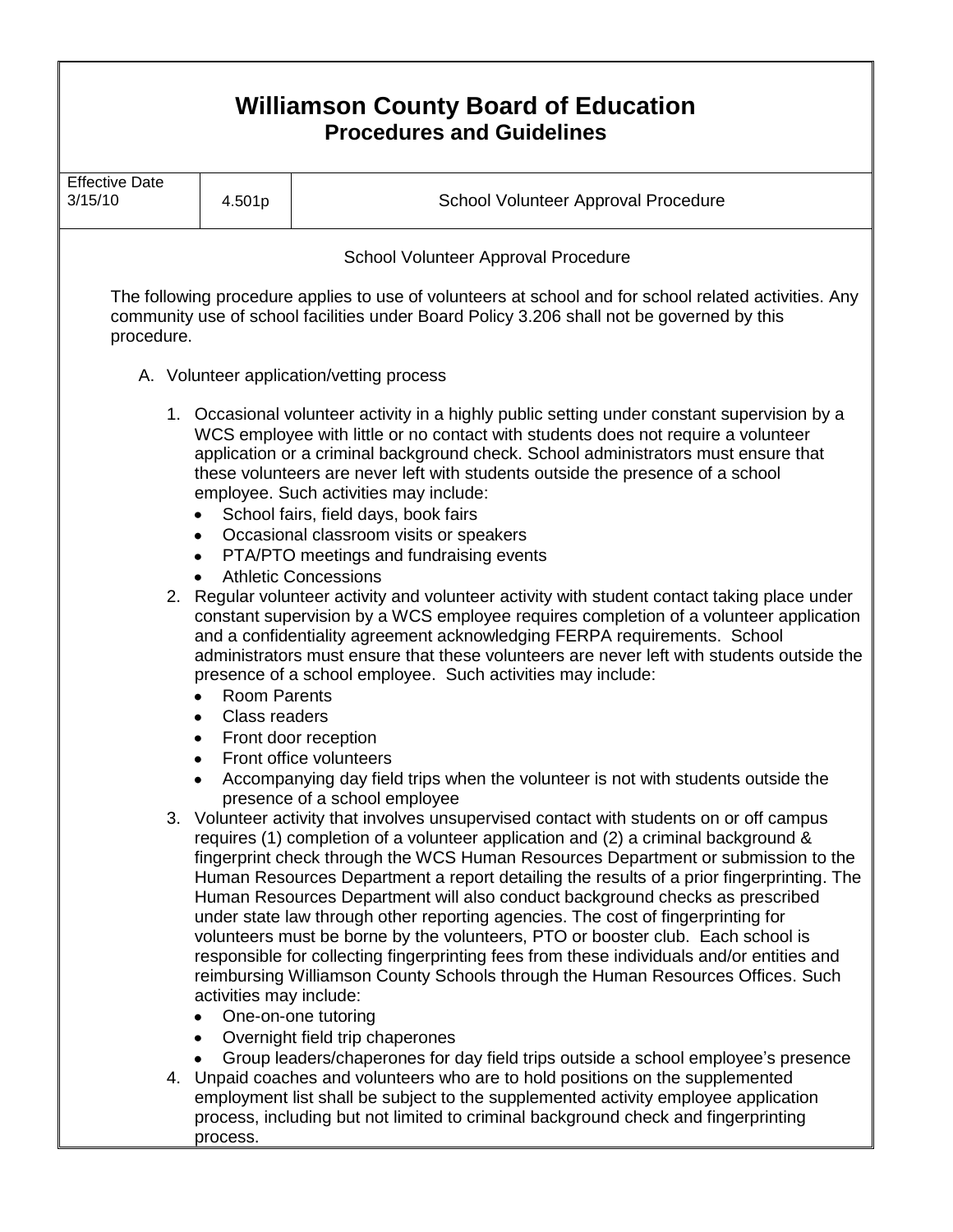# Williamson County Board of Education
## Procedures and Guidelines

| Effective Date 3/15/10 | 4.501p | School Volunteer Approval Procedure |
|---|---|---|

### School Volunteer Approval Procedure

The following procedure applies to use of volunteers at school and for school related activities. Any community use of school facilities under Board Policy 3.206 shall not be governed by this procedure.

A. Volunteer application/vetting process

1. Occasional volunteer activity in a highly public setting under constant supervision by a WCS employee with little or no contact with students does not require a volunteer application or a criminal background check. School administrators must ensure that these volunteers are never left with students outside the presence of a school employee. Such activities may include:
   - School fairs, field days, book fairs
   - Occasional classroom visits or speakers
   - PTA/PTO meetings and fundraising events
   - Athletic Concessions
2. Regular volunteer activity and volunteer activity with student contact taking place under constant supervision by a WCS employee requires completion of a volunteer application and a confidentiality agreement acknowledging FERPA requirements. School administrators must ensure that these volunteers are never left with students outside the presence of a school employee. Such activities may include:
   - Room Parents
   - Class readers
   - Front door reception
   - Front office volunteers
   - Accompanying day field trips when the volunteer is not with students outside the presence of a school employee
3. Volunteer activity that involves unsupervised contact with students on or off campus requires (1) completion of a volunteer application and (2) a criminal background & fingerprint check through the WCS Human Resources Department or submission to the Human Resources Department a report detailing the results of a prior fingerprinting. The Human Resources Department will also conduct background checks as prescribed under state law through other reporting agencies. The cost of fingerprinting for volunteers must be borne by the volunteers, PTO or booster club. Each school is responsible for collecting fingerprinting fees from these individuals and/or entities and reimbursing Williamson County Schools through the Human Resources Offices. Such activities may include:
   - One-on-one tutoring
   - Overnight field trip chaperones
   - Group leaders/chaperones for day field trips outside a school employee's presence
4. Unpaid coaches and volunteers who are to hold positions on the supplemented employment list shall be subject to the supplemented activity employee application process, including but not limited to criminal background check and fingerprinting process.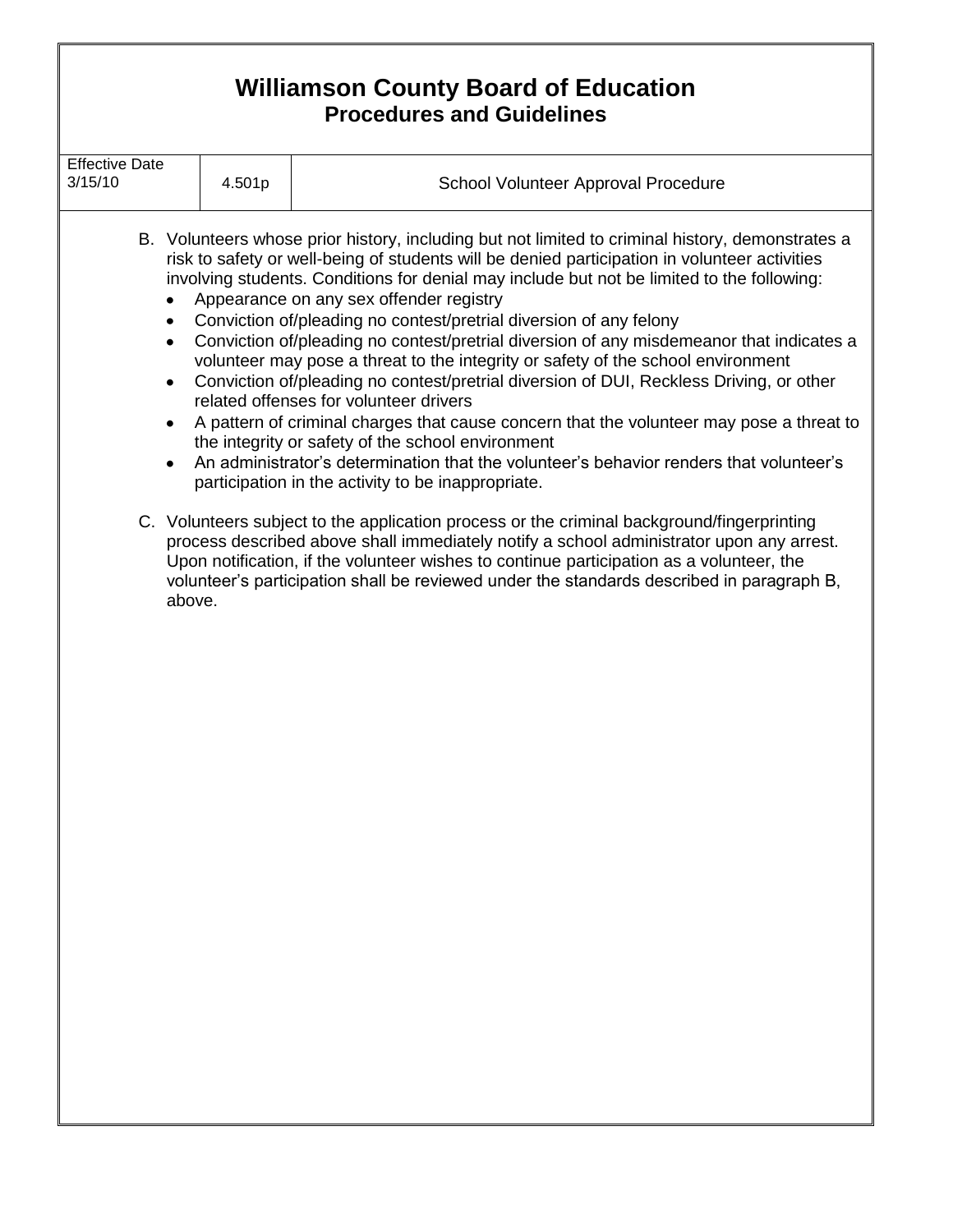B. Volunteers whose prior history, including but not limited to criminal history, demonstrates a risk to safety or well-being of students will be denied participation in volunteer activities involving students. Conditions for denial may include but not be limited to the following:

- Appearance on any sex offender registry
- Conviction of/pleading no contest/pretrial diversion of any felony
- Conviction of/pleading no contest/pretrial diversion of any misdemeanor that indicates a volunteer may pose a threat to the integrity or safety of the school environment
- Conviction of/pleading no contest/pretrial diversion of DUI, Reckless Driving, or other related offenses for volunteer drivers
- A pattern of criminal charges that cause concern that the volunteer may pose a threat to the integrity or safety of the school environment
- An administrator's determination that the volunteer's behavior renders that volunteer's participation in the activity to be inappropriate.

C. Volunteers subject to the application process or the criminal background/fingerprinting process described above shall immediately notify a school administrator upon any arrest. Upon notification, if the volunteer wishes to continue participation as a volunteer, the volunteer's participation shall be reviewed under the standards described in paragraph B, above.